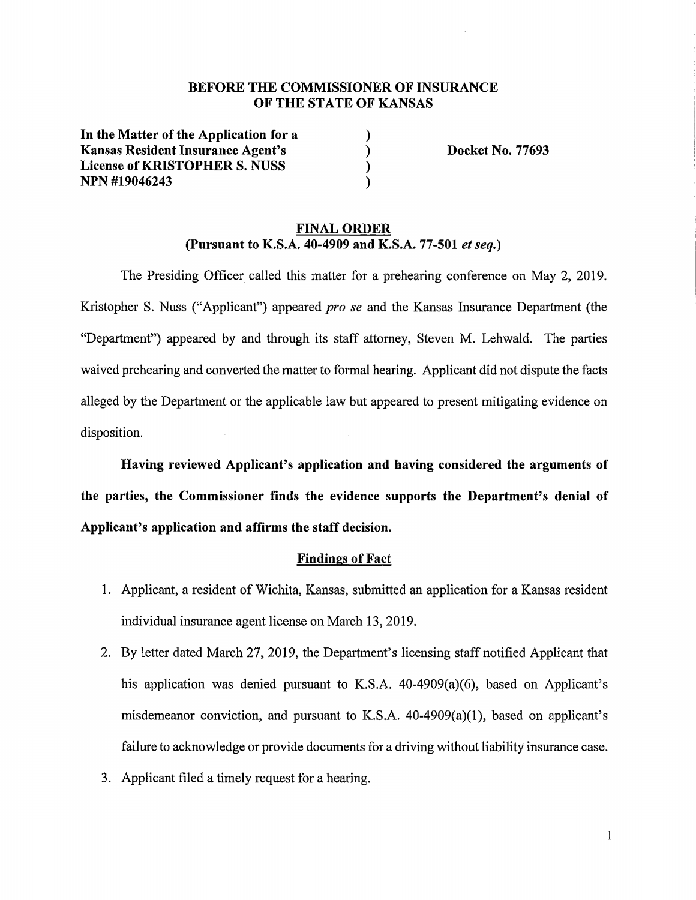**BEFORE THE COMMISSIONER OF INSURANCE**
**OF THE STATE OF KANSAS**

| | | |
|---|---|---|
| **In the Matter of the Application for a Kansas Resident Insurance Agent's License of KRISTOPHER S. NUSS NPN #19046243** | ) ) ) ) | **Docket No. 77693** |

## FINAL ORDER
**(Pursuant to K.S.A. 40-4909 and K.S.A. 77-501 *et seq.*)**

The Presiding Officer called this matter for a prehearing conference on May 2, 2019. Kristopher S. Nuss ("Applicant") appeared *pro se* and the Kansas Insurance Department (the "Department") appeared by and through its staff attorney, Steven M. Lehwald. The parties waived prehearing and converted the matter to formal hearing. Applicant did not dispute the facts alleged by the Department or the applicable law but appeared to present mitigating evidence on disposition.

**Having reviewed Applicant's application and having considered the arguments of the parties, the Commissioner finds the evidence supports the Department's denial of Applicant's application and affirms the staff decision.**

### Findings of Fact

1. Applicant, a resident of Wichita, Kansas, submitted an application for a Kansas resident individual insurance agent license on March 13, 2019.
2. By letter dated March 27, 2019, the Department's licensing staff notified Applicant that his application was denied pursuant to K.S.A. 40-4909(a)(6), based on Applicant's misdemeanor conviction, and pursuant to K.S.A. 40-4909(a)(1), based on applicant's failure to acknowledge or provide documents for a driving without liability insurance case.
3. Applicant filed a timely request for a hearing.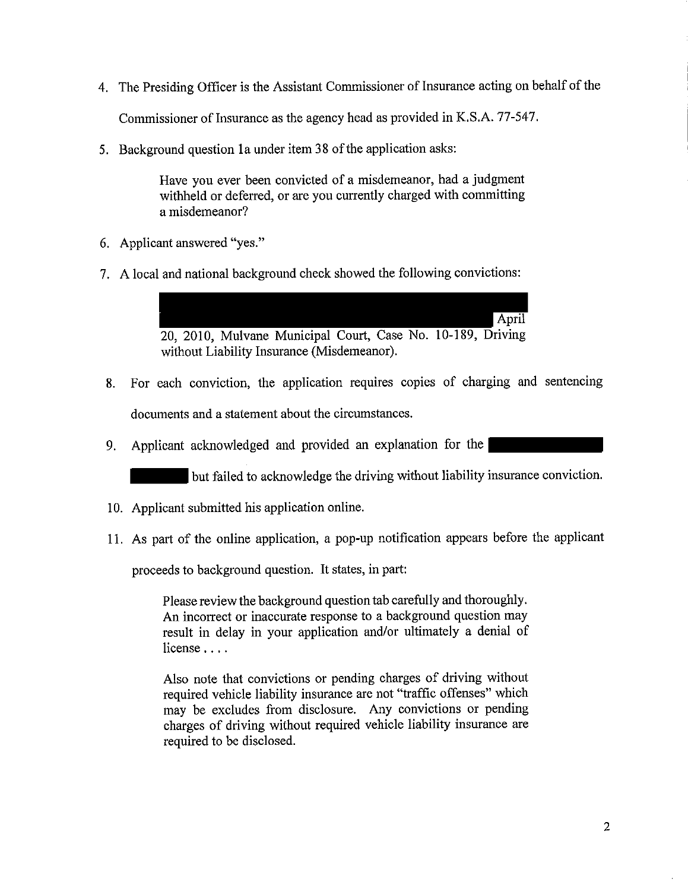4. The Presiding Officer is the Assistant Commissioner of Insurance acting on behalf of the Commissioner of Insurance as the agency head as provided in K.S.A. 77-547.
5. Background question 1a under item 38 of the application asks:

   > Have you ever been convicted of a misdemeanor, had a judgment withheld or deferred, or are you currently charged with committing a misdemeanor?

6. Applicant answered "yes."
7. A local and national background check showed the following convictions:

   > April 20, 2010, Mulvane Municipal Court, Case No. 10-189, Driving without Liability Insurance (Misdemeanor).

8. For each conviction, the application requires copies of charging and sentencing documents and a statement about the circumstances.
9. Applicant acknowledged and provided an explanation for the but failed to acknowledge the driving without liability insurance conviction.
10. Applicant submitted his application online.
11. As part of the online application, a pop-up notification appears before the applicant proceeds to background question. It states, in part:

    > Please review the background question tab carefully and thoroughly. An incorrect or inaccurate response to a background question may result in delay in your application and/or ultimately a denial of license . . . .
    >
    > Also note that convictions or pending charges of driving without required vehicle liability insurance are not "traffic offenses" which may be excludes from disclosure. Any convictions or pending charges of driving without required vehicle liability insurance are required to be disclosed.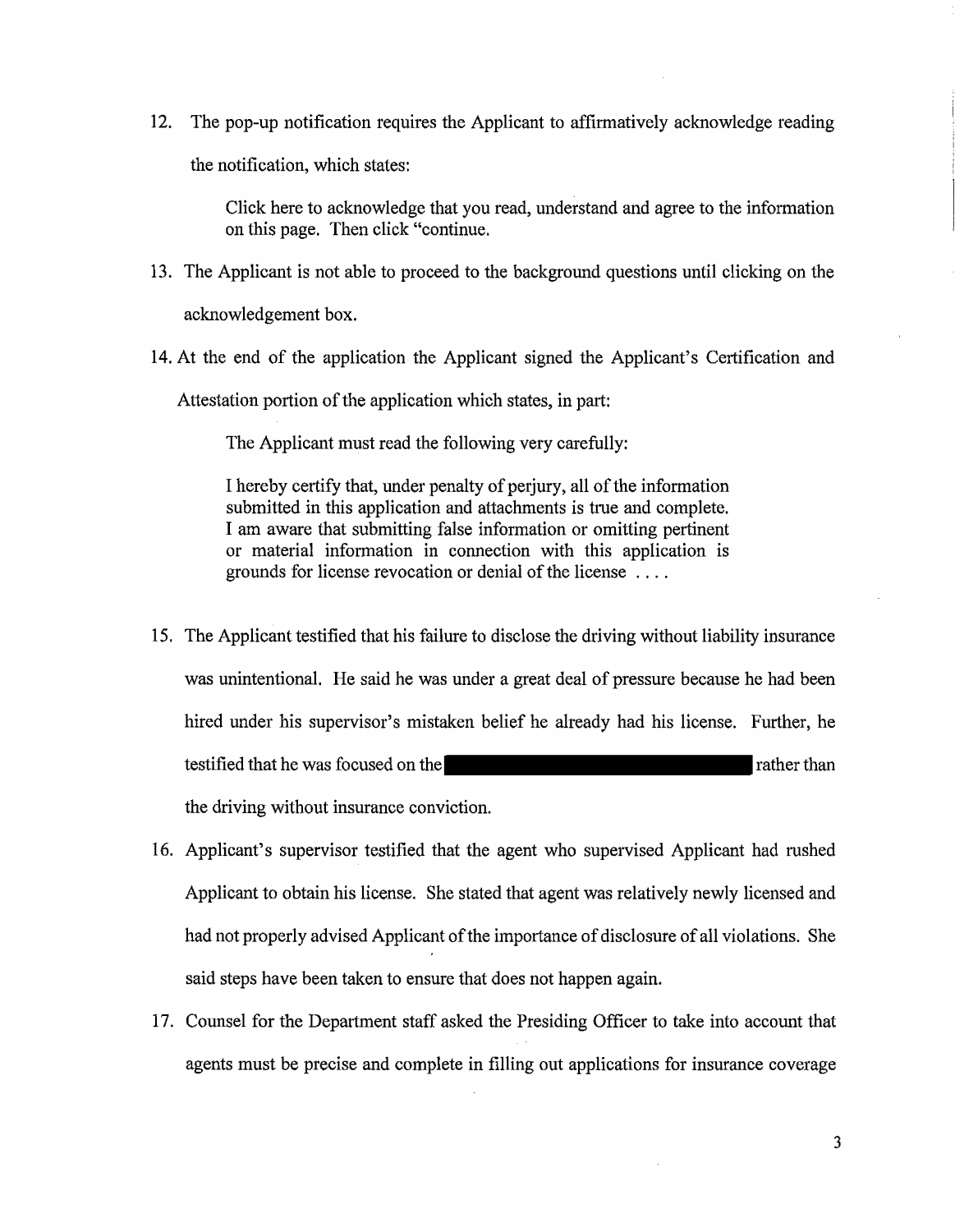12. The pop-up notification requires the Applicant to affirmatively acknowledge reading the notification, which states:

    > Click here to acknowledge that you read, understand and agree to the information on this page. Then click "continue.

13. The Applicant is not able to proceed to the background questions until clicking on the acknowledgement box.

14. At the end of the application the Applicant signed the Applicant's Certification and Attestation portion of the application which states, in part:

    > The Applicant must read the following very carefully:
    >
    > I hereby certify that, under penalty of perjury, all of the information submitted in this application and attachments is true and complete. I am aware that submitting false information or omitting pertinent or material information in connection with this application is grounds for license revocation or denial of the license . . . .

15. The Applicant testified that his failure to disclose the driving without liability insurance was unintentional. He said he was under a great deal of pressure because he had been hired under his supervisor's mistaken belief he already had his license. Further, he testified that he was focused on the [REDACTED] rather than the driving without insurance conviction.

16. Applicant's supervisor testified that the agent who supervised Applicant had rushed Applicant to obtain his license. She stated that agent was relatively newly licensed and had not properly advised Applicant of the importance of disclosure of all violations. She said steps have been taken to ensure that does not happen again.

17. Counsel for the Department staff asked the Presiding Officer to take into account that agents must be precise and complete in filling out applications for insurance coverage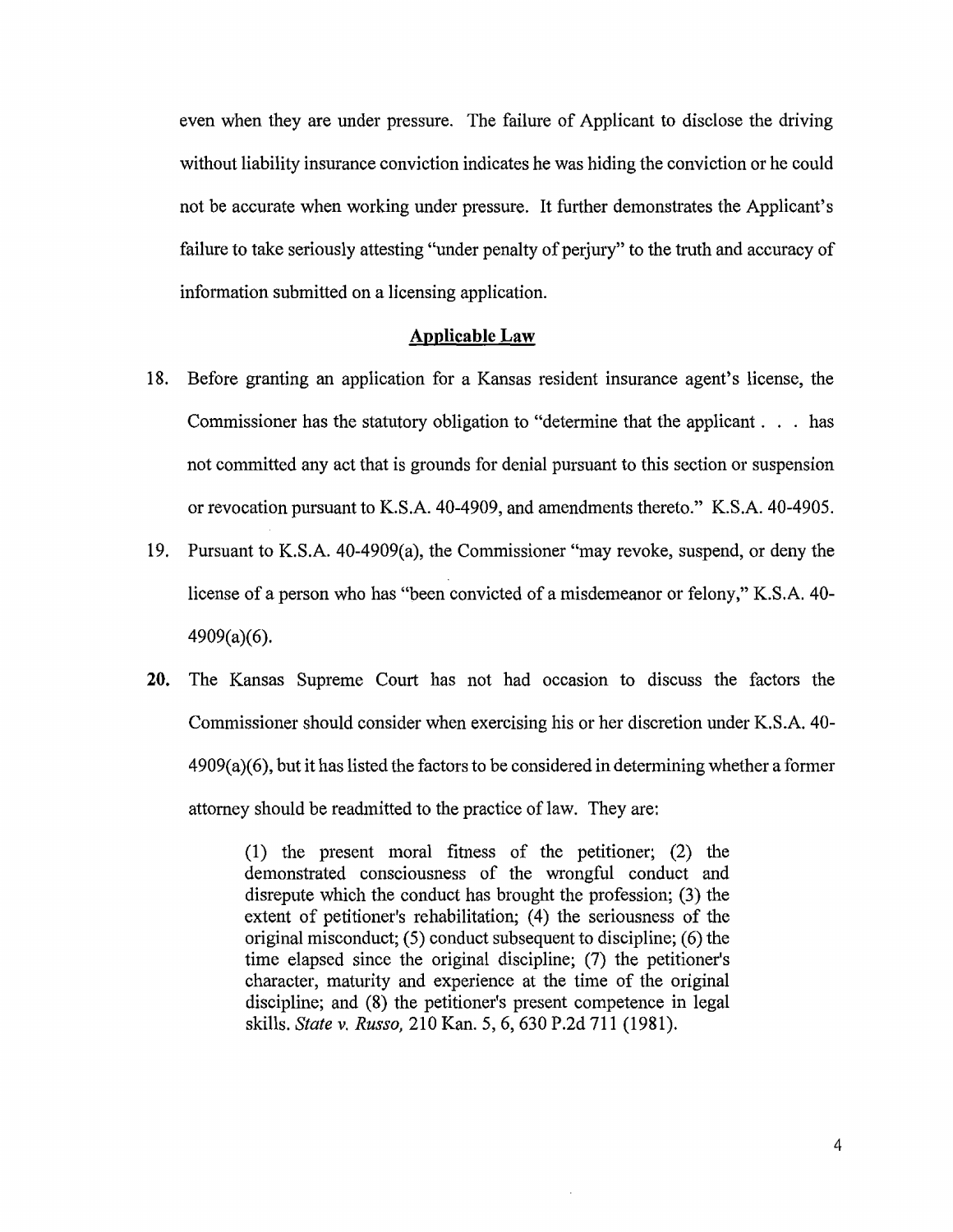even when they are under pressure. The failure of Applicant to disclose the driving without liability insurance conviction indicates he was hiding the conviction or he could not be accurate when working under pressure. It further demonstrates the Applicant's failure to take seriously attesting "under penalty of perjury" to the truth and accuracy of information submitted on a licensing application.

## Applicable Law

18. Before granting an application for a Kansas resident insurance agent's license, the Commissioner has the statutory obligation to "determine that the applicant . . . has not committed any act that is grounds for denial pursuant to this section or suspension or revocation pursuant to K.S.A. 40-4909, and amendments thereto." K.S.A. 40-4905.

19. Pursuant to K.S.A. 40-4909(a), the Commissioner "may revoke, suspend, or deny the license of a person who has "been convicted of a misdemeanor or felony," K.S.A. 40-4909(a)(6).

20. The Kansas Supreme Court has not had occasion to discuss the factors the Commissioner should consider when exercising his or her discretion under K.S.A. 40-4909(a)(6), but it has listed the factors to be considered in determining whether a former attorney should be readmitted to the practice of law. They are:

> (1) the present moral fitness of the petitioner; (2) the demonstrated consciousness of the wrongful conduct and disrepute which the conduct has brought the profession; (3) the extent of petitioner's rehabilitation; (4) the seriousness of the original misconduct; (5) conduct subsequent to discipline; (6) the time elapsed since the original discipline; (7) the petitioner's character, maturity and experience at the time of the original discipline; and (8) the petitioner's present competence in legal skills. *State v. Russo,* 210 Kan. 5, 6, 630 P.2d 711 (1981).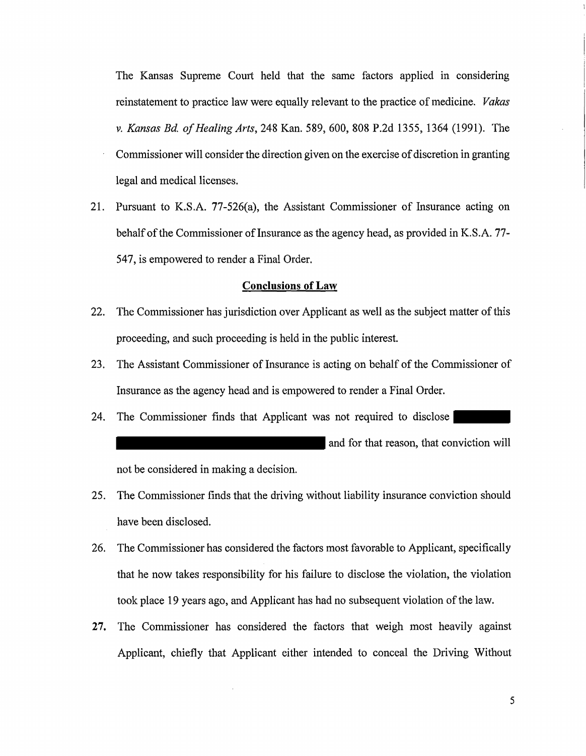The Kansas Supreme Court held that the same factors applied in considering reinstatement to practice law were equally relevant to the practice of medicine. *Vakas v. Kansas Bd. of Healing Arts*, 248 Kan. 589, 600, 808 P.2d 1355, 1364 (1991). The Commissioner will consider the direction given on the exercise of discretion in granting legal and medical licenses.

21. Pursuant to K.S.A. 77-526(a), the Assistant Commissioner of Insurance acting on behalf of the Commissioner of Insurance as the agency head, as provided in K.S.A. 77-547, is empowered to render a Final Order.

## Conclusions of Law

22. The Commissioner has jurisdiction over Applicant as well as the subject matter of this proceeding, and such proceeding is held in the public interest.

23. The Assistant Commissioner of Insurance is acting on behalf of the Commissioner of Insurance as the agency head and is empowered to render a Final Order.

24. The Commissioner finds that Applicant was not required to disclose [REDACTED] and for that reason, that conviction will not be considered in making a decision.

25. The Commissioner finds that the driving without liability insurance conviction should have been disclosed.

26. The Commissioner has considered the factors most favorable to Applicant, specifically that he now takes responsibility for his failure to disclose the violation, the violation took place 19 years ago, and Applicant has had no subsequent violation of the law.

27. The Commissioner has considered the factors that weigh most heavily against Applicant, chiefly that Applicant either intended to conceal the Driving Without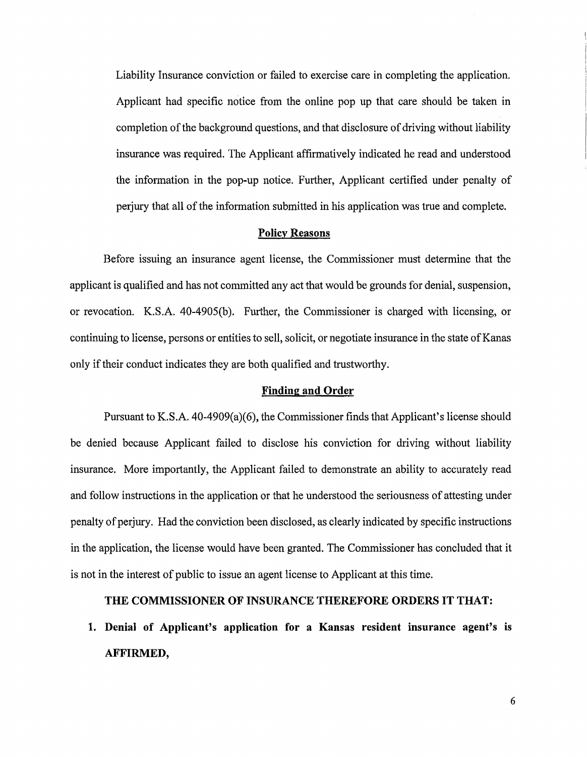Liability Insurance conviction or failed to exercise care in completing the application. Applicant had specific notice from the online pop up that care should be taken in completion of the background questions, and that disclosure of driving without liability insurance was required. The Applicant affirmatively indicated he read and understood the information in the pop-up notice. Further, Applicant certified under penalty of perjury that all of the information submitted in his application was true and complete.

## Policy Reasons

Before issuing an insurance agent license, the Commissioner must determine that the applicant is qualified and has not committed any act that would be grounds for denial, suspension, or revocation. K.S.A. 40-4905(b). Further, the Commissioner is charged with licensing, or continuing to license, persons or entities to sell, solicit, or negotiate insurance in the state of Kanas only if their conduct indicates they are both qualified and trustworthy.

## Finding and Order

Pursuant to K.S.A. 40-4909(a)(6), the Commissioner finds that Applicant's license should be denied because Applicant failed to disclose his conviction for driving without liability insurance. More importantly, the Applicant failed to demonstrate an ability to accurately read and follow instructions in the application or that he understood the seriousness of attesting under penalty of perjury. Had the conviction been disclosed, as clearly indicated by specific instructions in the application, the license would have been granted. The Commissioner has concluded that it is not in the interest of public to issue an agent license to Applicant at this time.

**THE COMMISSIONER OF INSURANCE THEREFORE ORDERS IT THAT:**

1. **Denial of Applicant's application for a Kansas resident insurance agent's is AFFIRMED,**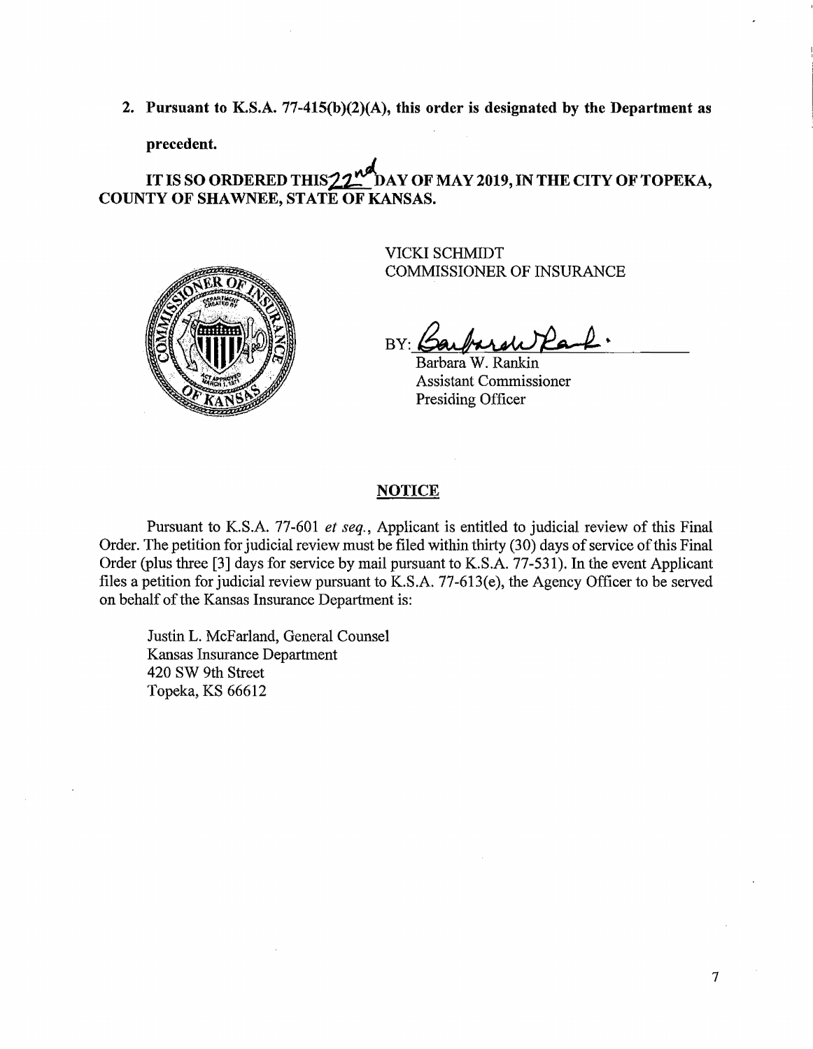2. **Pursuant to K.S.A. 77-415(b)(2)(A), this order is designated by the Department as precedent.**

**IT IS SO ORDERED THIS 22nd DAY OF MAY 2019, IN THE CITY OF TOPEKA, COUNTY OF SHAWNEE, STATE OF KANSAS.**

VICKI SCHMIDT
COMMISSIONER OF INSURANCE

BY: ______________________
Barbara W. Rankin
Assistant Commissioner
Presiding Officer

## NOTICE

Pursuant to K.S.A. 77-601 *et seq.*, Applicant is entitled to judicial review of this Final Order. The petition for judicial review must be filed within thirty (30) days of service of this Final Order (plus three [3] days for service by mail pursuant to K.S.A. 77-531). In the event Applicant files a petition for judicial review pursuant to K.S.A. 77-613(e), the Agency Officer to be served on behalf of the Kansas Insurance Department is:

Justin L. McFarland, General Counsel
Kansas Insurance Department
420 SW 9th Street
Topeka, KS 66612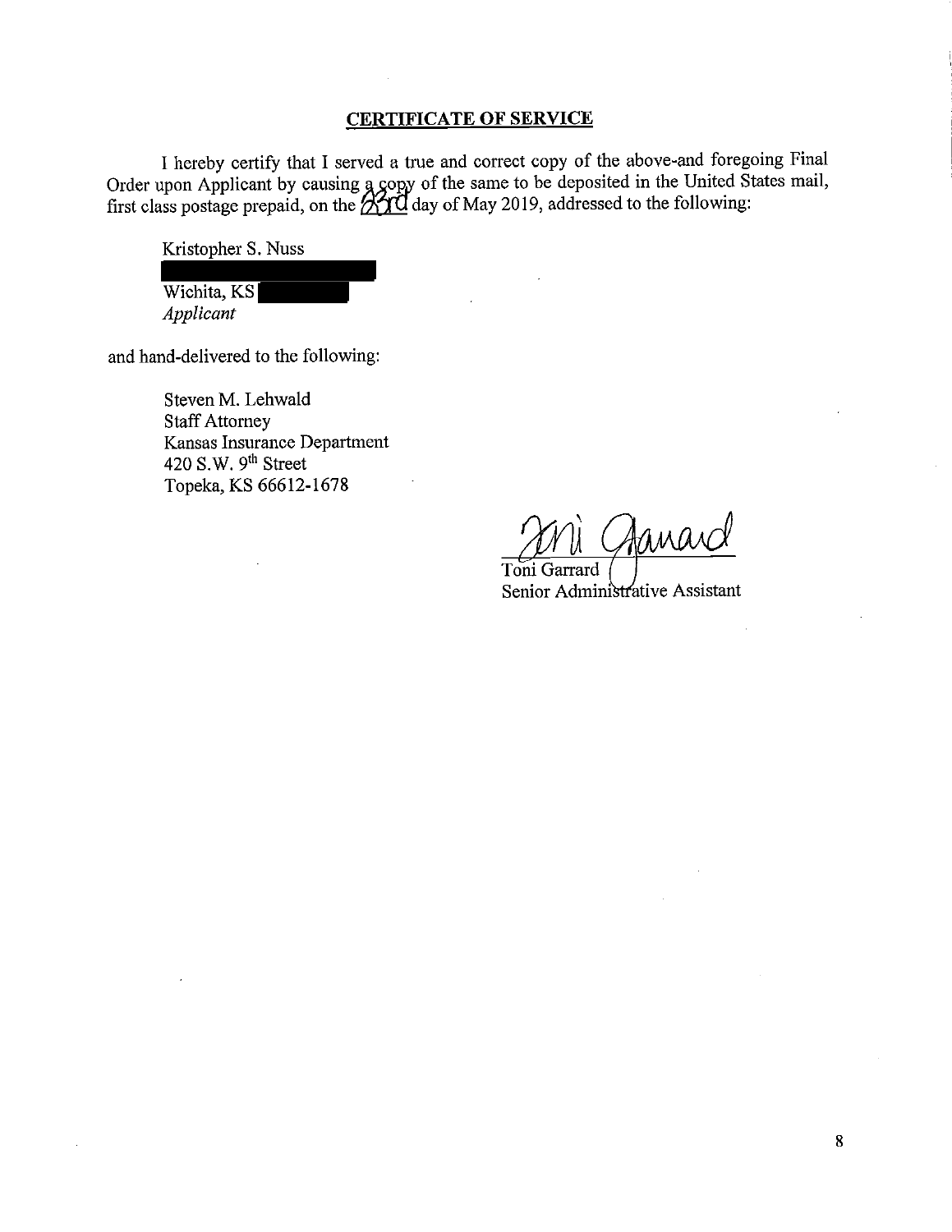**CERTIFICATE OF SERVICE**

I hereby certify that I served a true and correct copy of the above-and foregoing Final Order upon Applicant by causing a copy of the same to be deposited in the United States mail, first class postage prepaid, on the 23rd day of May 2019, addressed to the following:

Kristopher S. Nuss
Wichita, KS
*Applicant*

and hand-delivered to the following:

Steven M. Lehwald
Staff Attorney
Kansas Insurance Department
420 S.W. 9th Street
Topeka, KS 66612-1678

Toni Garrard
Senior Administrative Assistant